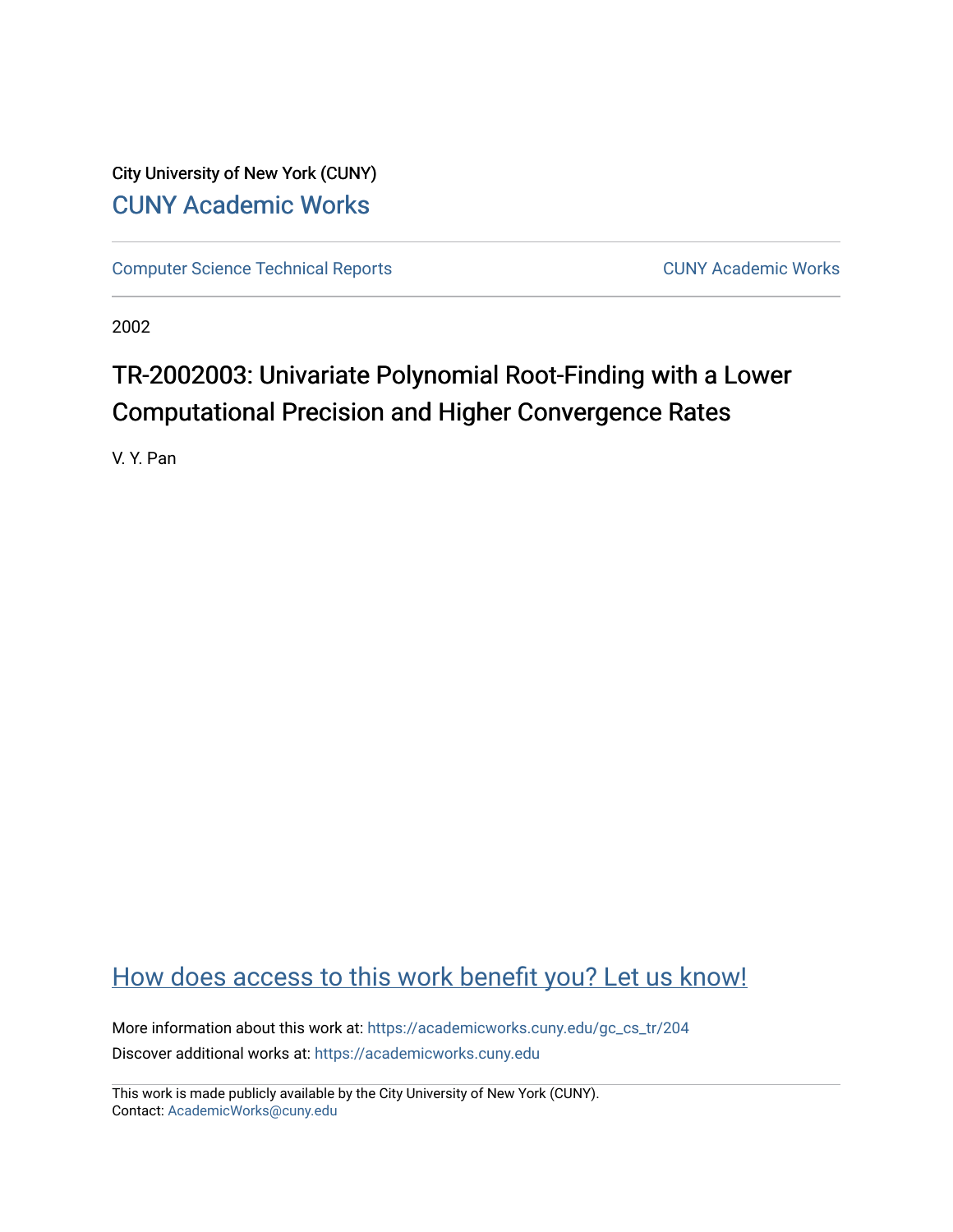City University of New York (CUNY)

CUNY Academic Works

Computer Science Technical Reports

CUNY Academic Works

2002

# TR-2002003: Univariate Polynomial Root-Finding with a Lower Computational Precision and Higher Convergence Rates

V. Y. Pan

How does access to this work benefit you? Let us know!

More information about this work at: https://academicworks.cuny.edu/gc_cs_tr/204

Discover additional works at: https://academicworks.cuny.edu

This work is made publicly available by the City University of New York (CUNY).
Contact: AcademicWorks@cuny.edu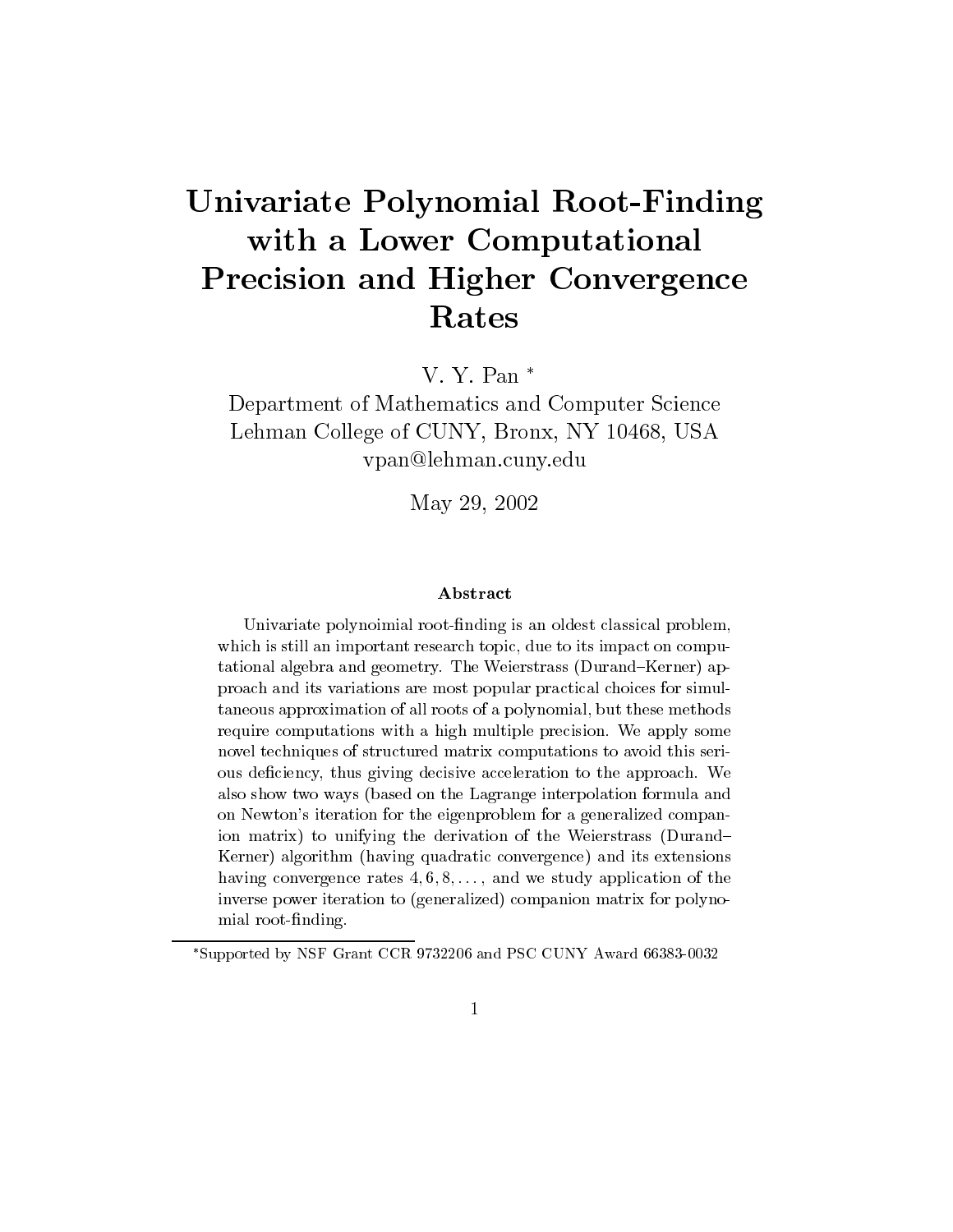# Univariate Polynomial Root-Finding with a Lower Computational Precision and Higher Convergence Rates

V. Y. Pan *

Department of Mathematics and Computer Science
Lehman College of CUNY, Bronx, NY 10468, USA
vpan@lehman.cuny.edu

May 29, 2002

### Abstract

Univariate polynoimial root-finding is an oldest classical problem, which is still an important research topic, due to its impact on computational algebra and geometry. The Weierstrass (Durand–Kerner) approach and its variations are most popular practical choices for simultaneous approximation of all roots of a polynomial, but these methods require computations with a high multiple precision. We apply some novel techniques of structured matrix computations to avoid this serious deficiency, thus giving decisive acceleration to the approach. We also show two ways (based on the Lagrange interpolation formula and on Newton's iteration for the eigenproblem for a generalized companion matrix) to unifying the derivation of the Weierstrass (Durand–Kerner) algorithm (having quadratic convergence) and its extensions having convergence rates $4, 6, 8, \ldots$, and we study application of the inverse power iteration to (generalized) companion matrix for polynomial root-finding.

*Supported by NSF Grant CCR 9732206 and PSC CUNY Award 66383-0032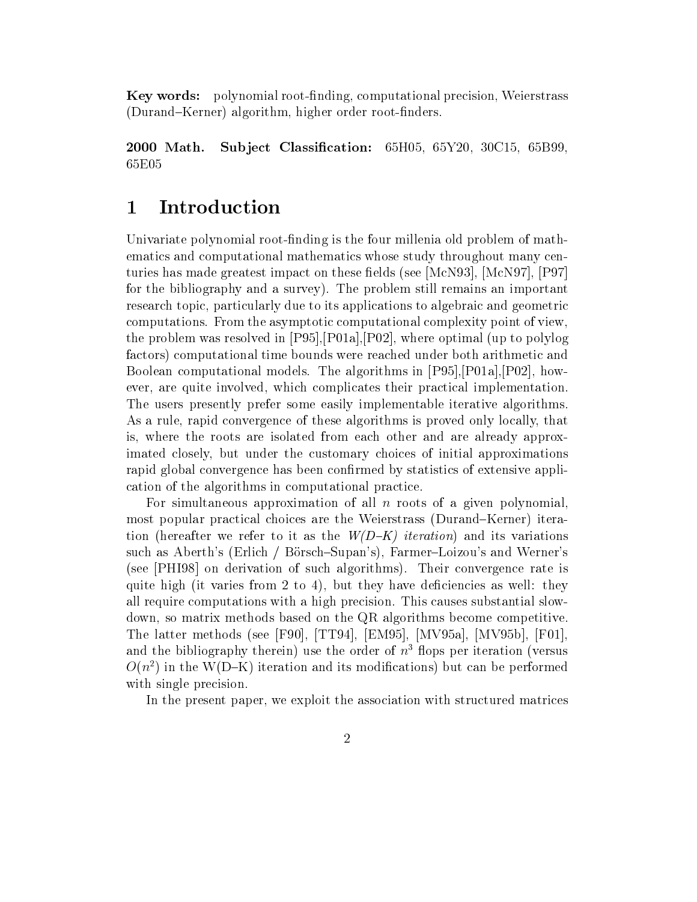**Key words:** polynomial root-finding, computational precision, Weierstrass (Durand–Kerner) algorithm, higher order root-finders.

**2000 Math. Subject Classification:** 65H05, 65Y20, 30C15, 65B99, 65E05

# 1 Introduction

Univariate polynomial root-finding is the four millenia old problem of mathematics and computational mathematics whose study throughout many centuries has made greatest impact on these fields (see [McN93], [McN97], [P97] for the bibliography and a survey). The problem still remains an important research topic, particularly due to its applications to algebraic and geometric computations. From the asymptotic computational complexity point of view, the problem was resolved in [P95],[P01a],[P02], where optimal (up to polylog factors) computational time bounds were reached under both arithmetic and Boolean computational models. The algorithms in [P95],[P01a],[P02], however, are quite involved, which complicates their practical implementation. The users presently prefer some easily implementable iterative algorithms. As a rule, rapid convergence of these algorithms is proved only locally, that is, where the roots are isolated from each other and are already approximated closely, but under the customary choices of initial approximations rapid global convergence has been confirmed by statistics of extensive application of the algorithms in computational practice.

For simultaneous approximation of all $n$ roots of a given polynomial, most popular practical choices are the Weierstrass (Durand–Kerner) iteration (hereafter we refer to it as the *W(D–K) iteration*) and its variations such as Aberth's (Erlich / Börsch–Supan's), Farmer–Loizou's and Werner's (see [PHI98] on derivation of such algorithms). Their convergence rate is quite high (it varies from 2 to 4), but they have deficiencies as well: they all require computations with a high precision. This causes substantial slowdown, so matrix methods based on the QR algorithms become competitive. The latter methods (see [F90], [TT94], [EM95], [MV95a], [MV95b], [F01], and the bibliography therein) use the order of $n^3$ flops per iteration (versus $O(n^2)$ in the W(D–K) iteration and its modifications) but can be performed with single precision.

In the present paper, we exploit the association with structured matrices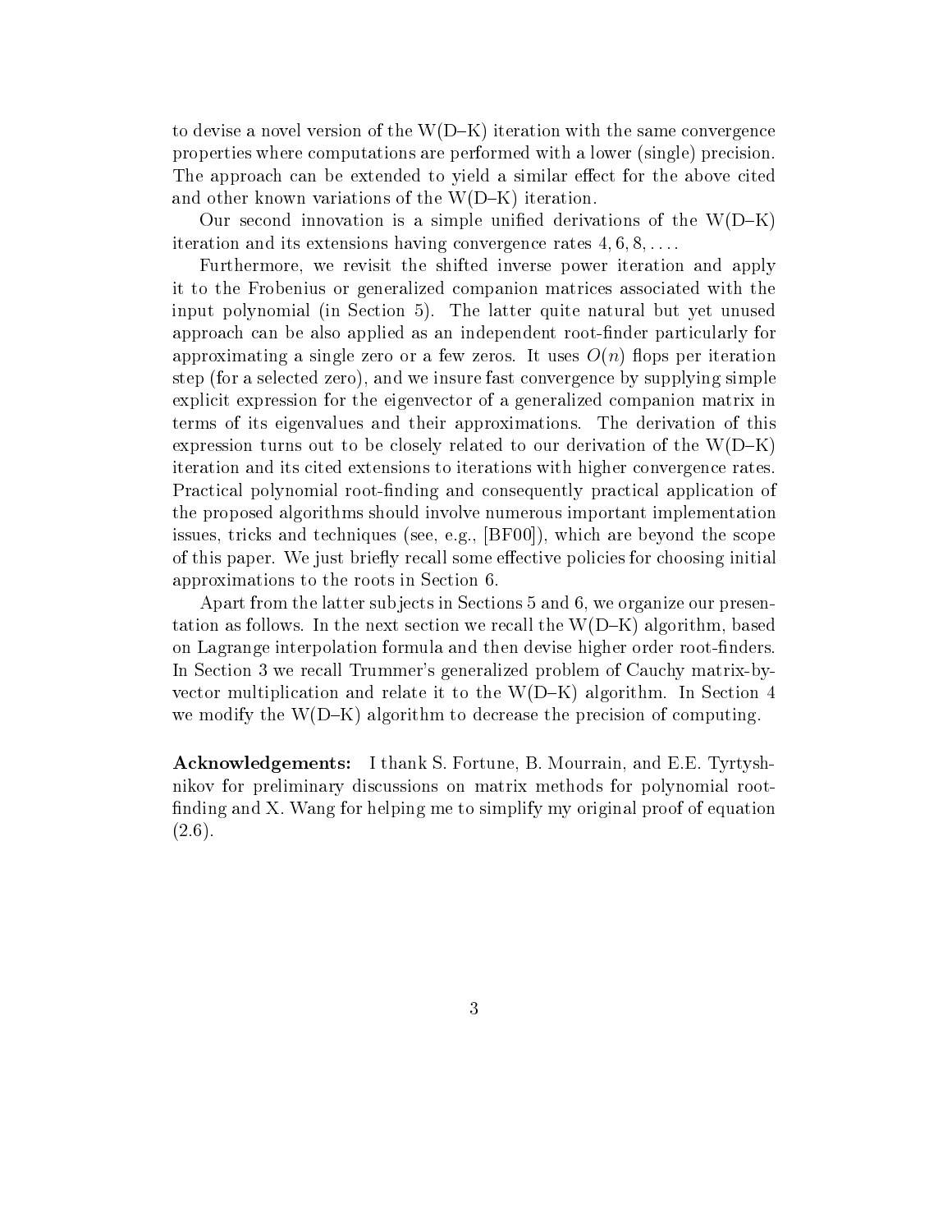to devise a novel version of the W(D–K) iteration with the same convergence properties where computations are performed with a lower (single) precision. The approach can be extended to yield a similar effect for the above cited and other known variations of the W(D–K) iteration.

Our second innovation is a simple unified derivations of the W(D–K) iteration and its extensions having convergence rates $4, 6, 8, \ldots$.

Furthermore, we revisit the shifted inverse power iteration and apply it to the Frobenius or generalized companion matrices associated with the input polynomial (in Section 5). The latter quite natural but yet unused approach can be also applied as an independent root-finder particularly for approximating a single zero or a few zeros. It uses $O(n)$ flops per iteration step (for a selected zero), and we insure fast convergence by supplying simple explicit expression for the eigenvector of a generalized companion matrix in terms of its eigenvalues and their approximations. The derivation of this expression turns out to be closely related to our derivation of the W(D–K) iteration and its cited extensions to iterations with higher convergence rates. Practical polynomial root-finding and consequently practical application of the proposed algorithms should involve numerous important implementation issues, tricks and techniques (see, e.g., [BF00]), which are beyond the scope of this paper. We just briefly recall some effective policies for choosing initial approximations to the roots in Section 6.

Apart from the latter subjects in Sections 5 and 6, we organize our presentation as follows. In the next section we recall the W(D–K) algorithm, based on Lagrange interpolation formula and then devise higher order root-finders. In Section 3 we recall Trummer's generalized problem of Cauchy matrix-by-vector multiplication and relate it to the W(D–K) algorithm. In Section 4 we modify the W(D–K) algorithm to decrease the precision of computing.

**Acknowledgements:** I thank S. Fortune, B. Mourrain, and E.E. Tyrtyshnikov for preliminary discussions on matrix methods for polynomial root-finding and X. Wang for helping me to simplify my original proof of equation (2.6).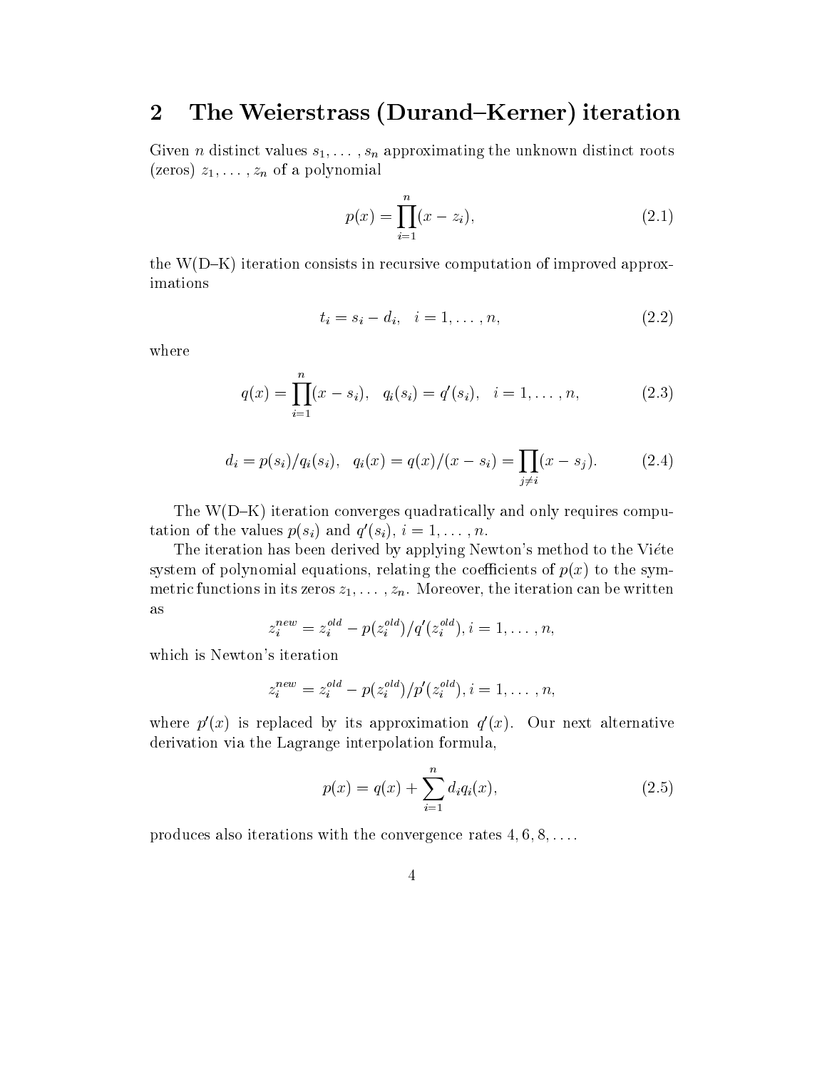## 2 The Weierstrass (Durand–Kerner) iteration

Given $n$ distinct values $s_1, \ldots, s_n$ approximating the unknown distinct roots (zeros) $z_1, \ldots, z_n$ of a polynomial

$$p(x) = \prod_{i=1}^{n}(x - z_i), \tag{2.1}$$

the W(D–K) iteration consists in recursive computation of improved approximations

$$t_i = s_i - d_i, \quad i = 1, \ldots, n, \tag{2.2}$$

where

$$q(x) = \prod_{i=1}^{n}(x - s_i), \quad q_i(s_i) = q'(s_i), \quad i = 1, \ldots, n, \tag{2.3}$$

$$d_i = p(s_i)/q_i(s_i), \quad q_i(x) = q(x)/(x - s_i) = \prod_{j \neq i}(x - s_j). \tag{2.4}$$

The W(D–K) iteration converges quadratically and only requires computation of the values $p(s_i)$ and $q'(s_i)$, $i = 1, \ldots, n$.

The iteration has been derived by applying Newton's method to the Viéte system of polynomial equations, relating the coefficients of $p(x)$ to the symmetric functions in its zeros $z_1, \ldots, z_n$. Moreover, the iteration can be written as

$$z_i^{new} = z_i^{old} - p(z_i^{old})/q'(z_i^{old}), i = 1, \ldots, n,$$

which is Newton's iteration

$$z_i^{new} = z_i^{old} - p(z_i^{old})/p'(z_i^{old}), i = 1, \ldots, n,$$

where $p'(x)$ is replaced by its approximation $q'(x)$. Our next alternative derivation via the Lagrange interpolation formula,

$$p(x) = q(x) + \sum_{i=1}^{n} d_i q_i(x), \tag{2.5}$$

produces also iterations with the convergence rates $4, 6, 8, \ldots$.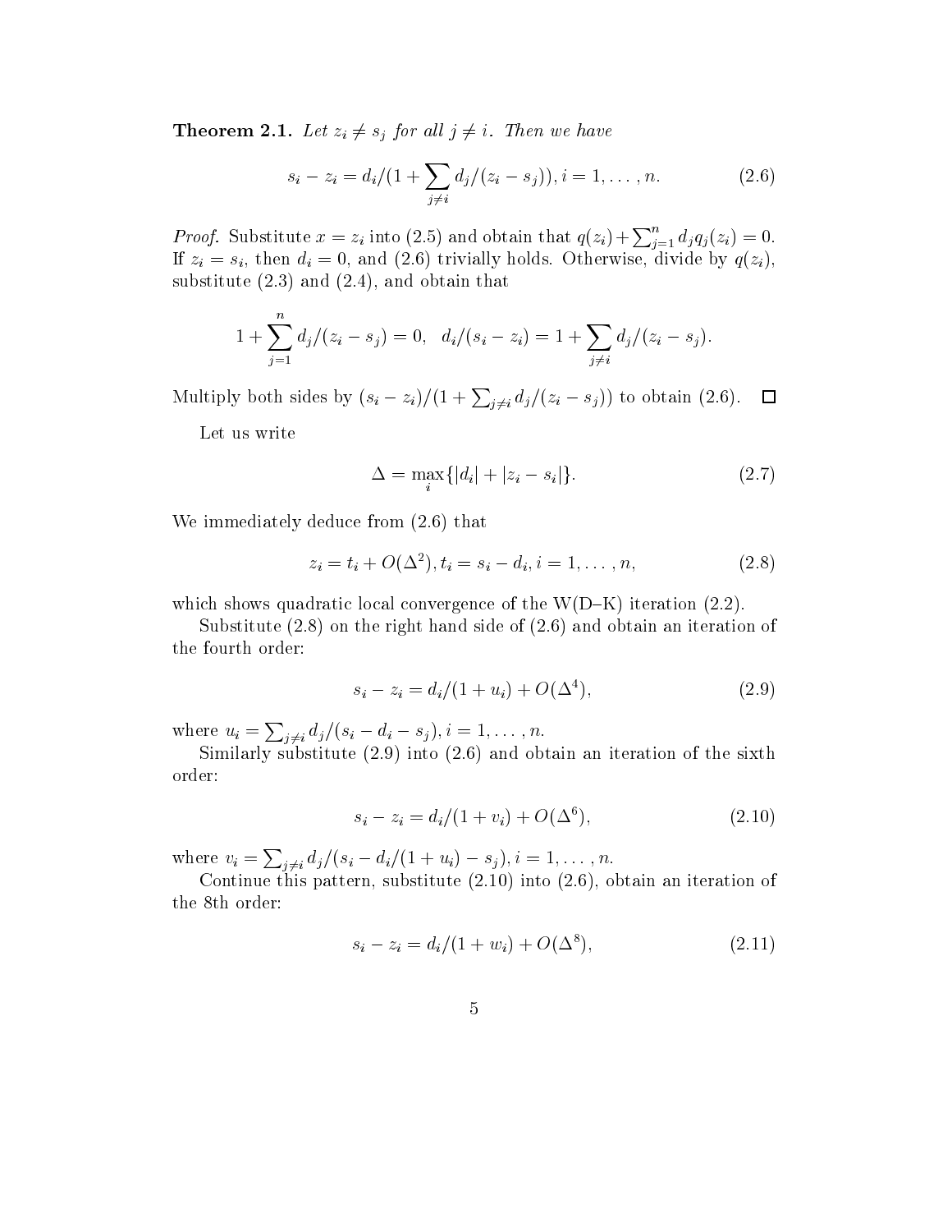**Theorem 2.1.** *Let $z_i \neq s_j$ for all $j \neq i$. Then we have*

$$s_i - z_i = d_i/(1 + \sum_{j \neq i} d_j/(z_i - s_j)), i = 1, \ldots, n. \tag{2.6}$$

*Proof.* Substitute $x = z_i$ into (2.5) and obtain that $q(z_i) + \sum_{j=1}^{n} d_j q_j(z_i) = 0$. If $z_i = s_i$, then $d_i = 0$, and (2.6) trivially holds. Otherwise, divide by $q(z_i)$, substitute (2.3) and (2.4), and obtain that

$$1 + \sum_{j=1}^{n} d_j/(z_i - s_j) = 0, \quad d_i/(s_i - z_i) = 1 + \sum_{j \neq i} d_j/(z_i - s_j).$$

Multiply both sides by $(s_i - z_i)/(1 + \sum_{j \neq i} d_j/(z_i - s_j))$ to obtain (2.6). □

Let us write

$$\Delta = \max_i \{|d_i| + |z_i - s_i|\}. \tag{2.7}$$

We immediately deduce from (2.6) that

$$z_i = t_i + O(\Delta^2), t_i = s_i - d_i, i = 1, \ldots, n, \tag{2.8}$$

which shows quadratic local convergence of the W(D–K) iteration (2.2).

Substitute (2.8) on the right hand side of (2.6) and obtain an iteration of the fourth order:

$$s_i - z_i = d_i/(1 + u_i) + O(\Delta^4), \tag{2.9}$$

where $u_i = \sum_{j \neq i} d_j/(s_i - d_i - s_j), i = 1, \ldots, n$.

Similarly substitute (2.9) into (2.6) and obtain an iteration of the sixth order:

$$s_i - z_i = d_i/(1 + v_i) + O(\Delta^6), \tag{2.10}$$

where $v_i = \sum_{j \neq i} d_j/(s_i - d_i/(1 + u_i) - s_j), i = 1, \ldots, n$.

Continue this pattern, substitute (2.10) into (2.6), obtain an iteration of the 8th order:

$$s_i - z_i = d_i/(1 + w_i) + O(\Delta^8), \tag{2.11}$$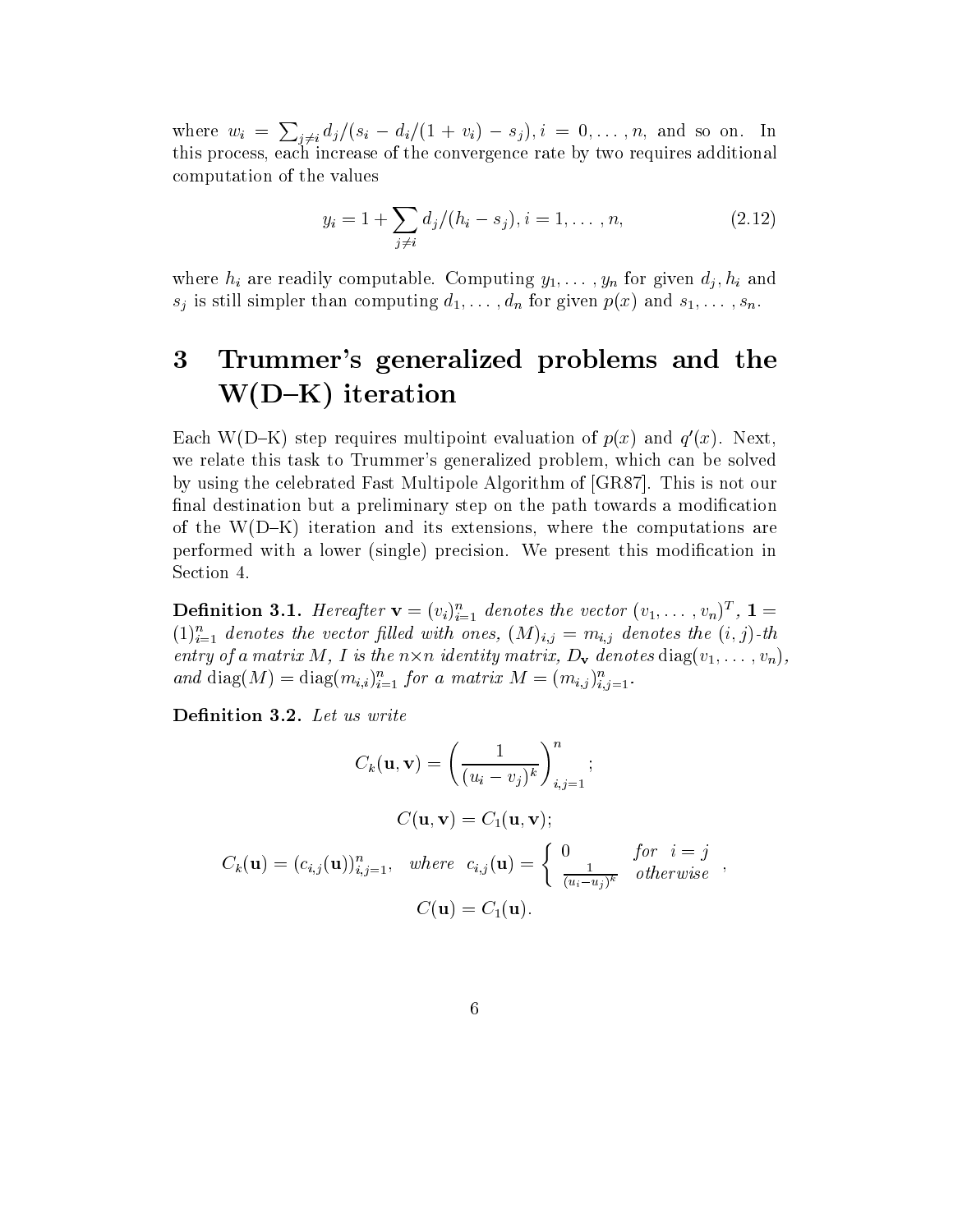where $w_i = \sum_{j \neq i} d_j/(s_i - d_i/(1+v_i) - s_j)$, $i = 0, \ldots, n$, and so on. In this process, each increase of the convergence rate by two requires additional computation of the values

$$y_i = 1 + \sum_{j \neq i} d_j/(h_i - s_j), i = 1, \ldots, n, \tag{2.12}$$

where $h_i$ are readily computable. Computing $y_1, \ldots, y_n$ for given $d_j, h_i$ and $s_j$ is still simpler than computing $d_1, \ldots, d_n$ for given $p(x)$ and $s_1, \ldots, s_n$.

# 3 Trummer's generalized problems and the W(D–K) iteration

Each W(D–K) step requires multipoint evaluation of $p(x)$ and $q'(x)$. Next, we relate this task to Trummer's generalized problem, which can be solved by using the celebrated Fast Multipole Algorithm of [GR87]. This is not our final destination but a preliminary step on the path towards a modification of the W(D–K) iteration and its extensions, where the computations are performed with a lower (single) precision. We present this modification in Section 4.

**Definition 3.1.** *Hereafter $\mathbf{v} = (v_i)_{i=1}^n$ denotes the vector $(v_1, \ldots, v_n)^T$, $\mathbf{1} = (1)_{i=1}^n$ denotes the vector filled with ones, $(M)_{i,j} = m_{i,j}$ denotes the $(i,j)$-th entry of a matrix $M$, $I$ is the $n \times n$ identity matrix, $D_\mathbf{v}$ denotes* $\mathrm{diag}(v_1, \ldots, v_n)$, *and* $\mathrm{diag}(M) = \mathrm{diag}(m_{i,i})_{i=1}^n$ *for a matrix* $M = (m_{i,j})_{i,j=1}^n$.

**Definition 3.2.** *Let us write*

$$C_k(\mathbf{u}, \mathbf{v}) = \left( \frac{1}{(u_i - v_j)^k} \right)_{i,j=1}^n;$$

$$C(\mathbf{u}, \mathbf{v}) = C_1(\mathbf{u}, \mathbf{v});$$

$$C_k(\mathbf{u}) = (c_{i,j}(\mathbf{u}))_{i,j=1}^n, \quad where \quad c_{i,j}(\mathbf{u}) = \begin{cases} 0 & for \quad i = j \\ \frac{1}{(u_i - u_j)^k} & otherwise \end{cases},$$

$$C(\mathbf{u}) = C_1(\mathbf{u}).$$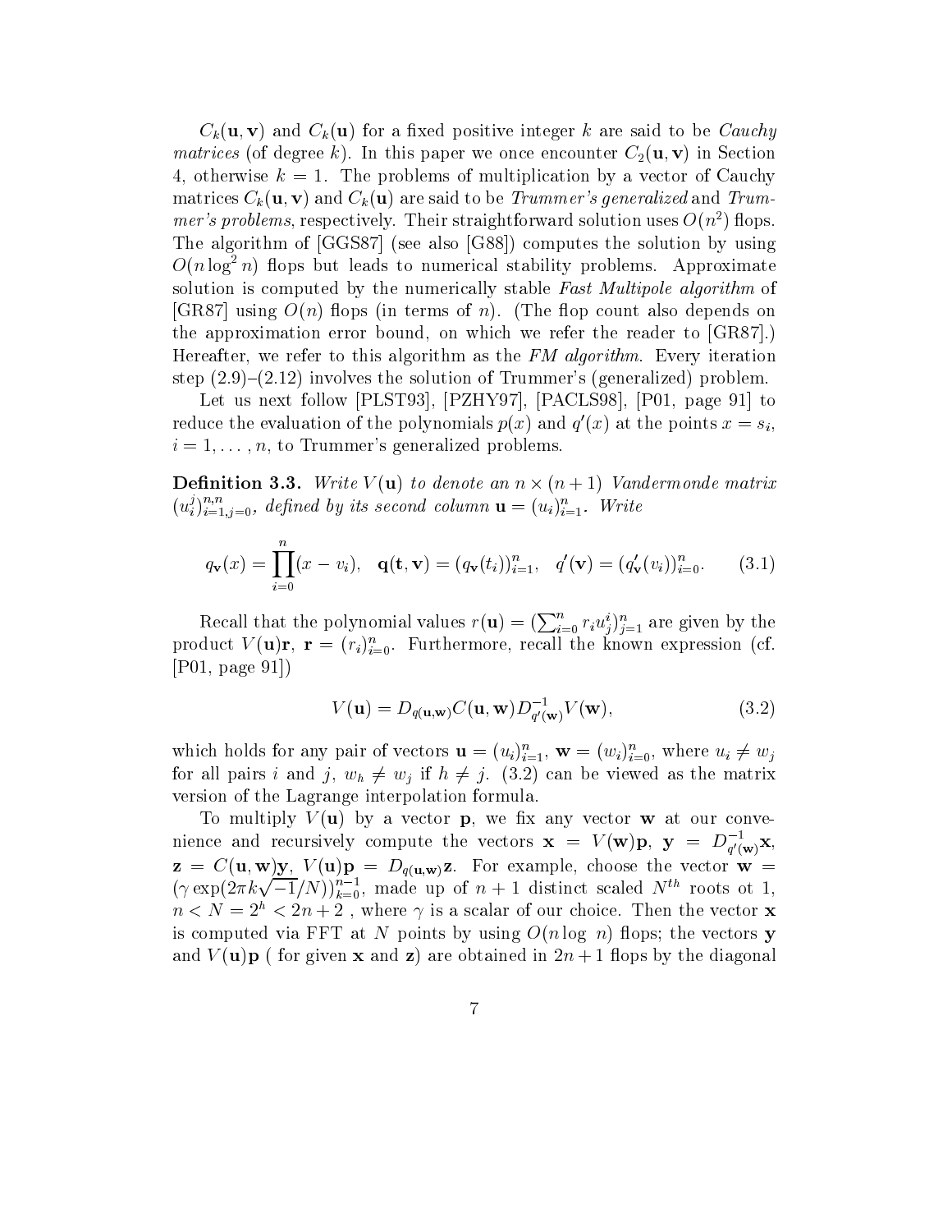$C_k(\mathbf{u}, \mathbf{v})$ and $C_k(\mathbf{u})$ for a fixed positive integer $k$ are said to be *Cauchy matrices* (of degree $k$). In this paper we once encounter $C_2(\mathbf{u}, \mathbf{v})$ in Section 4, otherwise $k = 1$. The problems of multiplication by a vector of Cauchy matrices $C_k(\mathbf{u}, \mathbf{v})$ and $C_k(\mathbf{u})$ are said to be *Trummer's generalized* and *Trummer's problems*, respectively. Their straightforward solution uses $O(n^2)$ flops. The algorithm of [GGS87] (see also [G88]) computes the solution by using $O(n \log^2 n)$ flops but leads to numerical stability problems. Approximate solution is computed by the numerically stable *Fast Multipole algorithm* of [GR87] using $O(n)$ flops (in terms of $n$). (The flop count also depends on the approximation error bound, on which we refer the reader to [GR87].) Hereafter, we refer to this algorithm as the *FM algorithm*. Every iteration step (2.9)–(2.12) involves the solution of Trummer's (generalized) problem.

Let us next follow [PLST93], [PZHY97], [PACLS98], [P01, page 91] to reduce the evaluation of the polynomials $p(x)$ and $q'(x)$ at the points $x = s_i$, $i = 1, \ldots, n$, to Trummer's generalized problems.

**Definition 3.3.** *Write $V(\mathbf{u})$ to denote an $n \times (n+1)$ Vandermonde matrix $(u_i^j)_{i=1,j=0}^{n,n}$, defined by its second column $\mathbf{u} = (u_i)_{i=1}^n$. Write*

$$q_{\mathbf{v}}(x) = \prod_{i=0}^{n}(x - v_i), \quad \mathbf{q}(\mathbf{t}, \mathbf{v}) = (q_{\mathbf{v}}(t_i))_{i=1}^n, \quad q'(\mathbf{v}) = (q'_{\mathbf{v}}(v_i))_{i=0}^n. \tag{3.1}$$

Recall that the polynomial values $r(\mathbf{u}) = (\sum_{i=0}^n r_i u_j^i)_{j=1}^n$ are given by the product $V(\mathbf{u})\mathbf{r}$, $\mathbf{r} = (r_i)_{i=0}^n$. Furthermore, recall the known expression (cf. [P01, page 91])

$$V(\mathbf{u}) = D_{q(\mathbf{u},\mathbf{w})} C(\mathbf{u}, \mathbf{w}) D_{q'(\mathbf{w})}^{-1} V(\mathbf{w}), \tag{3.2}$$

which holds for any pair of vectors $\mathbf{u} = (u_i)_{i=1}^n$, $\mathbf{w} = (w_i)_{i=0}^n$, where $u_i \neq w_j$ for all pairs $i$ and $j$, $w_h \neq w_j$ if $h \neq j$. (3.2) can be viewed as the matrix version of the Lagrange interpolation formula.

To multiply $V(\mathbf{u})$ by a vector $\mathbf{p}$, we fix any vector $\mathbf{w}$ at our convenience and recursively compute the vectors $\mathbf{x} = V(\mathbf{w})\mathbf{p}$, $\mathbf{y} = D_{q'(\mathbf{w})}^{-1}\mathbf{x}$, $\mathbf{z} = C(\mathbf{u}, \mathbf{w})\mathbf{y}$, $V(\mathbf{u})\mathbf{p} = D_{q(\mathbf{u},\mathbf{w})}\mathbf{z}$. For example, choose the vector $\mathbf{w} = (\gamma \exp(2\pi k\sqrt{-1}/N))_{k=0}^{n-1}$, made up of $n+1$ distinct scaled $N^{th}$ roots ot 1, $n < N = 2^h < 2n + 2$ , where $\gamma$ is a scalar of our choice. Then the vector $\mathbf{x}$ is computed via FFT at $N$ points by using $O(n \log\, n)$ flops; the vectors $\mathbf{y}$ and $V(\mathbf{u})\mathbf{p}$ ( for given $\mathbf{x}$ and $\mathbf{z}$) are obtained in $2n + 1$ flops by the diagonal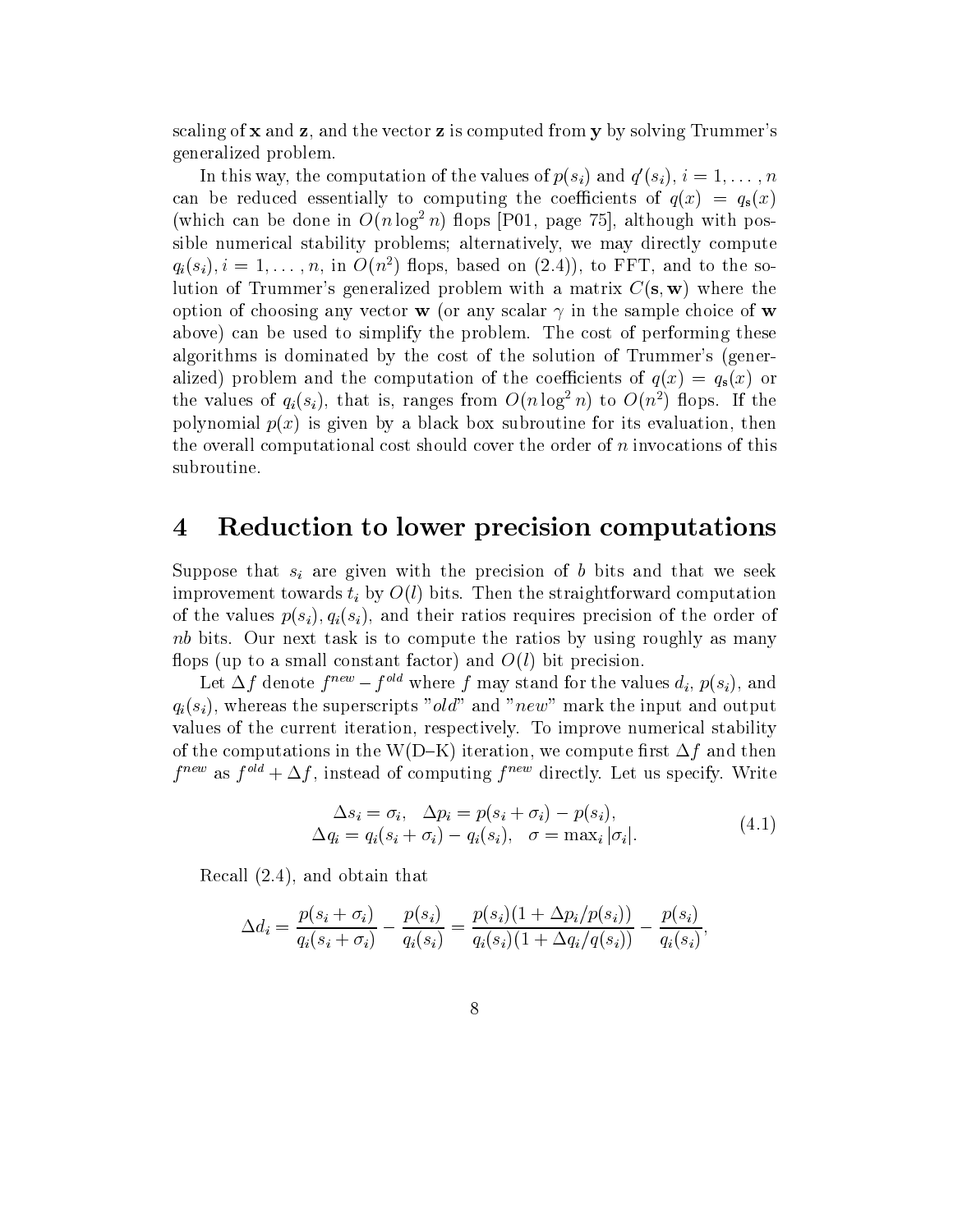scaling of $\mathbf{x}$ and $\mathbf{z}$, and the vector $\mathbf{z}$ is computed from $\mathbf{y}$ by solving Trummer's generalized problem.

In this way, the computation of the values of $p(s_i)$ and $q'(s_i)$, $i = 1, \ldots, n$ can be reduced essentially to computing the coefficients of $q(x) = q_{\mathbf{s}}(x)$ (which can be done in $O(n \log^2 n)$ flops [P01, page 75], although with possible numerical stability problems; alternatively, we may directly compute $q_i(s_i)$, $i = 1, \ldots, n$, in $O(n^2)$ flops, based on (2.4)), to FFT, and to the solution of Trummer's generalized problem with a matrix $C(\mathbf{s}, \mathbf{w})$ where the option of choosing any vector $\mathbf{w}$ (or any scalar $\gamma$ in the sample choice of $\mathbf{w}$ above) can be used to simplify the problem. The cost of performing these algorithms is dominated by the cost of the solution of Trummer's (generalized) problem and the computation of the coefficients of $q(x) = q_{\mathbf{s}}(x)$ or the values of $q_i(s_i)$, that is, ranges from $O(n \log^2 n)$ to $O(n^2)$ flops. If the polynomial $p(x)$ is given by a black box subroutine for its evaluation, then the overall computational cost should cover the order of $n$ invocations of this subroutine.

# 4 Reduction to lower precision computations

Suppose that $s_i$ are given with the precision of $b$ bits and that we seek improvement towards $t_i$ by $O(l)$ bits. Then the straightforward computation of the values $p(s_i), q_i(s_i)$, and their ratios requires precision of the order of $nb$ bits. Our next task is to compute the ratios by using roughly as many flops (up to a small constant factor) and $O(l)$ bit precision.

Let $\Delta f$ denote $f^{new} - f^{old}$ where $f$ may stand for the values $d_i$, $p(s_i)$, and $q_i(s_i)$, whereas the superscripts "$old$" and "$new$" mark the input and output values of the current iteration, respectively. To improve numerical stability of the computations in the W(D–K) iteration, we compute first $\Delta f$ and then $f^{new}$ as $f^{old} + \Delta f$, instead of computing $f^{new}$ directly. Let us specify. Write

$$
\begin{aligned}
\Delta s_i = \sigma_i, \quad \Delta p_i = p(s_i + \sigma_i) - p(s_i), \\
\Delta q_i = q_i(s_i + \sigma_i) - q_i(s_i), \quad \sigma = \max_i |\sigma_i|.
\end{aligned}
\tag{4.1}
$$

Recall (2.4), and obtain that

$$
\Delta d_i = \frac{p(s_i + \sigma_i)}{q_i(s_i + \sigma_i)} - \frac{p(s_i)}{q_i(s_i)} = \frac{p(s_i)(1 + \Delta p_i / p(s_i))}{q_i(s_i)(1 + \Delta q_i / q(s_i))} - \frac{p(s_i)}{q_i(s_i)},
$$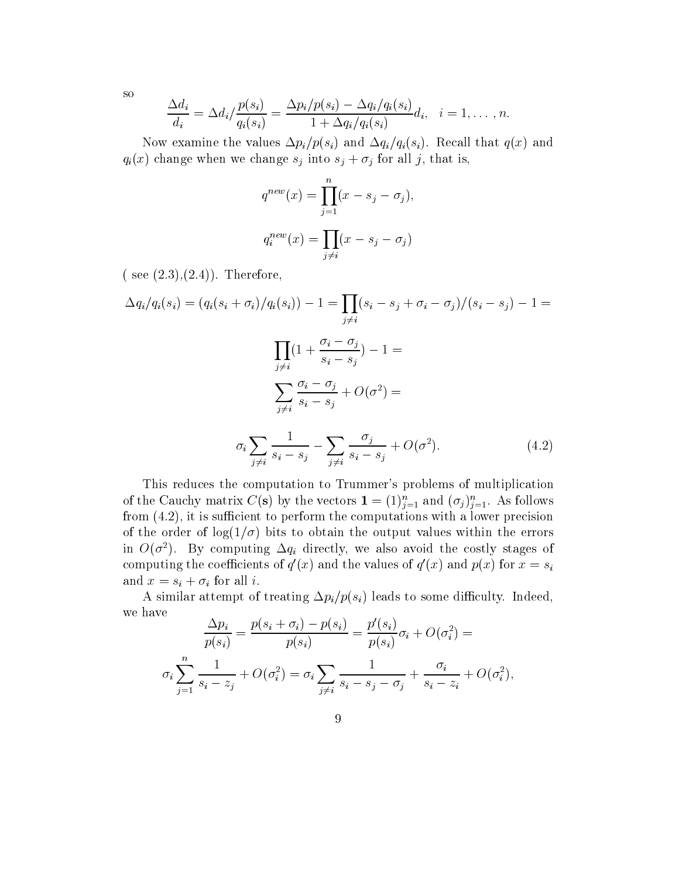so

$$\frac{\Delta d_i}{d_i} = \Delta d_i / \frac{p(s_i)}{q_i(s_i)} = \frac{\Delta p_i / p(s_i) - \Delta q_i / q_i(s_i)}{1 + \Delta q_i / q_i(s_i)} d_i, \quad i = 1, \dots, n.$$

Now examine the values $\Delta p_i / p(s_i)$ and $\Delta q_i / q_i(s_i)$. Recall that $q(x)$ and $q_i(x)$ change when we change $s_j$ into $s_j + \sigma_j$ for all $j$, that is,

$$q^{new}(x) = \prod_{j=1}^{n} (x - s_j - \sigma_j),$$

$$q_i^{new}(x) = \prod_{j \neq i} (x - s_j - \sigma_j)$$

( see (2.3),(2.4)). Therefore,

$$\Delta q_i / q_i(s_i) = (q_i(s_i + \sigma_i)/q_i(s_i)) - 1 = \prod_{j \neq i} (s_i - s_j + \sigma_i - \sigma_j)/(s_i - s_j) - 1 =$$

$$\prod_{j \neq i} (1 + \frac{\sigma_i - \sigma_j}{s_i - s_j}) - 1 =$$

$$\sum_{j \neq i} \frac{\sigma_i - \sigma_j}{s_i - s_j} + O(\sigma^2) =$$

$$\sigma_i \sum_{j \neq i} \frac{1}{s_i - s_j} - \sum_{j \neq i} \frac{\sigma_j}{s_i - s_j} + O(\sigma^2). \tag{4.2}$$

This reduces the computation to Trummer's problems of multiplication of the Cauchy matrix $C(\mathbf{s})$ by the vectors $\mathbf{1} = (1)_{j=1}^{n}$ and $(\sigma_j)_{j=1}^{n}$. As follows from (4.2), it is sufficient to perform the computations with a lower precision of the order of $\log(1/\sigma)$ bits to obtain the output values within the errors in $O(\sigma^2)$. By computing $\Delta q_i$ directly, we also avoid the costly stages of computing the coefficients of $q'(x)$ and the values of $q'(x)$ and $p(x)$ for $x = s_i$ and $x = s_i + \sigma_i$ for all $i$.

A similar attempt of treating $\Delta p_i / p(s_i)$ leads to some difficulty. Indeed, we have

$$\frac{\Delta p_i}{p(s_i)} = \frac{p(s_i + \sigma_i) - p(s_i)}{p(s_i)} = \frac{p'(s_i)}{p(s_i)} \sigma_i + O(\sigma_i^2) =$$

$$\sigma_i \sum_{j=1}^{n} \frac{1}{s_i - z_j} + O(\sigma_i^2) = \sigma_i \sum_{j \neq i} \frac{1}{s_i - s_j - \sigma_j} + \frac{\sigma_i}{s_i - z_i} + O(\sigma_i^2),$$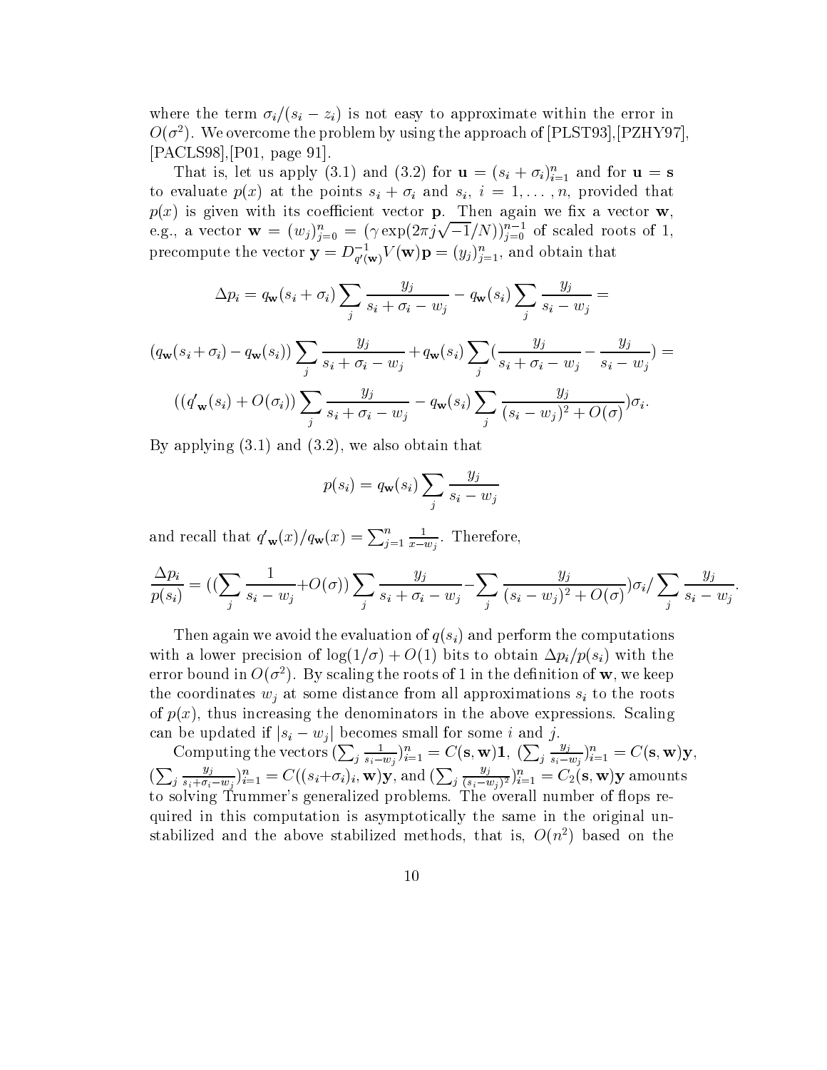where the term $\sigma_i/(s_i - z_i)$ is not easy to approximate within the error in $O(\sigma^2)$. We overcome the problem by using the approach of [PLST93],[PZHY97], [PACLS98],[P01, page 91].

That is, let us apply (3.1) and (3.2) for $\mathbf{u} = (s_i + \sigma_i)_{i=1}^n$ and for $\mathbf{u} = \mathbf{s}$ to evaluate $p(x)$ at the points $s_i + \sigma_i$ and $s_i$, $i = 1, \dots, n$, provided that $p(x)$ is given with its coefficient vector $\mathbf{p}$. Then again we fix a vector $\mathbf{w}$, e.g., a vector $\mathbf{w} = (w_j)_{j=0}^n = (\gamma \exp(2\pi j \sqrt{-1}/N))_{j=0}^{n-1}$ of scaled roots of 1, precompute the vector $\mathbf{y} = D_{q'(\mathbf{w})}^{-1} V(\mathbf{w})\mathbf{p} = (y_j)_{j=1}^n$, and obtain that

$$\Delta p_i = q_{\mathbf{w}}(s_i + \sigma_i) \sum_j \frac{y_j}{s_i + \sigma_i - w_j} - q_{\mathbf{w}}(s_i) \sum_j \frac{y_j}{s_i - w_j} =$$

$$(q_{\mathbf{w}}(s_i + \sigma_i) - q_{\mathbf{w}}(s_i)) \sum_j \frac{y_j}{s_i + \sigma_i - w_j} + q_{\mathbf{w}}(s_i) \sum_j \left(\frac{y_j}{s_i + \sigma_i - w_j} - \frac{y_j}{s_i - w_j}\right) =$$

$$((q'_{\mathbf{w}}(s_i) + O(\sigma_i)) \sum_j \frac{y_j}{s_i + \sigma_i - w_j} - q_{\mathbf{w}}(s_i) \sum_j \frac{y_j}{(s_i - w_j)^2 + O(\sigma)})\sigma_i.$$

By applying (3.1) and (3.2), we also obtain that

$$p(s_i) = q_{\mathbf{w}}(s_i) \sum_j \frac{y_j}{s_i - w_j}$$

and recall that $q'_{\mathbf{w}}(x)/q_{\mathbf{w}}(x) = \sum_{j=1}^n \frac{1}{x - w_j}$. Therefore,

$$\frac{\Delta p_i}{p(s_i)} = ((\sum_j \frac{1}{s_i - w_j} + O(\sigma)) \sum_j \frac{y_j}{s_i + \sigma_i - w_j} - \sum_j \frac{y_j}{(s_i - w_j)^2 + O(\sigma)})\sigma_i / \sum_j \frac{y_j}{s_i - w_j}.$$

Then again we avoid the evaluation of $q(s_i)$ and perform the computations with a lower precision of $\log(1/\sigma) + O(1)$ bits to obtain $\Delta p_i / p(s_i)$ with the error bound in $O(\sigma^2)$. By scaling the roots of 1 in the definition of $\mathbf{w}$, we keep the coordinates $w_j$ at some distance from all approximations $s_i$ to the roots of $p(x)$, thus increasing the denominators in the above expressions. Scaling can be updated if $|s_i - w_j|$ becomes small for some $i$ and $j$.

Computing the vectors $(\sum_j \frac{1}{s_i - w_j})_{i=1}^n = C(\mathbf{s}, \mathbf{w})\mathbf{1}$, $(\sum_j \frac{y_j}{s_i - w_j})_{i=1}^n = C(\mathbf{s}, \mathbf{w})\mathbf{y}$, $(\sum_j \frac{y_j}{s_i + \sigma_i - w_j})_{i=1}^n = C((s_i + \sigma_i)_i, \mathbf{w})\mathbf{y}$, and $(\sum_j \frac{y_j}{(s_i - w_j)^2})_{i=1}^n = C_2(\mathbf{s}, \mathbf{w})\mathbf{y}$ amounts to solving Trummer's generalized problems. The overall number of flops required in this computation is asymptotically the same in the original unstabilized and the above stabilized methods, that is, $O(n^2)$ based on the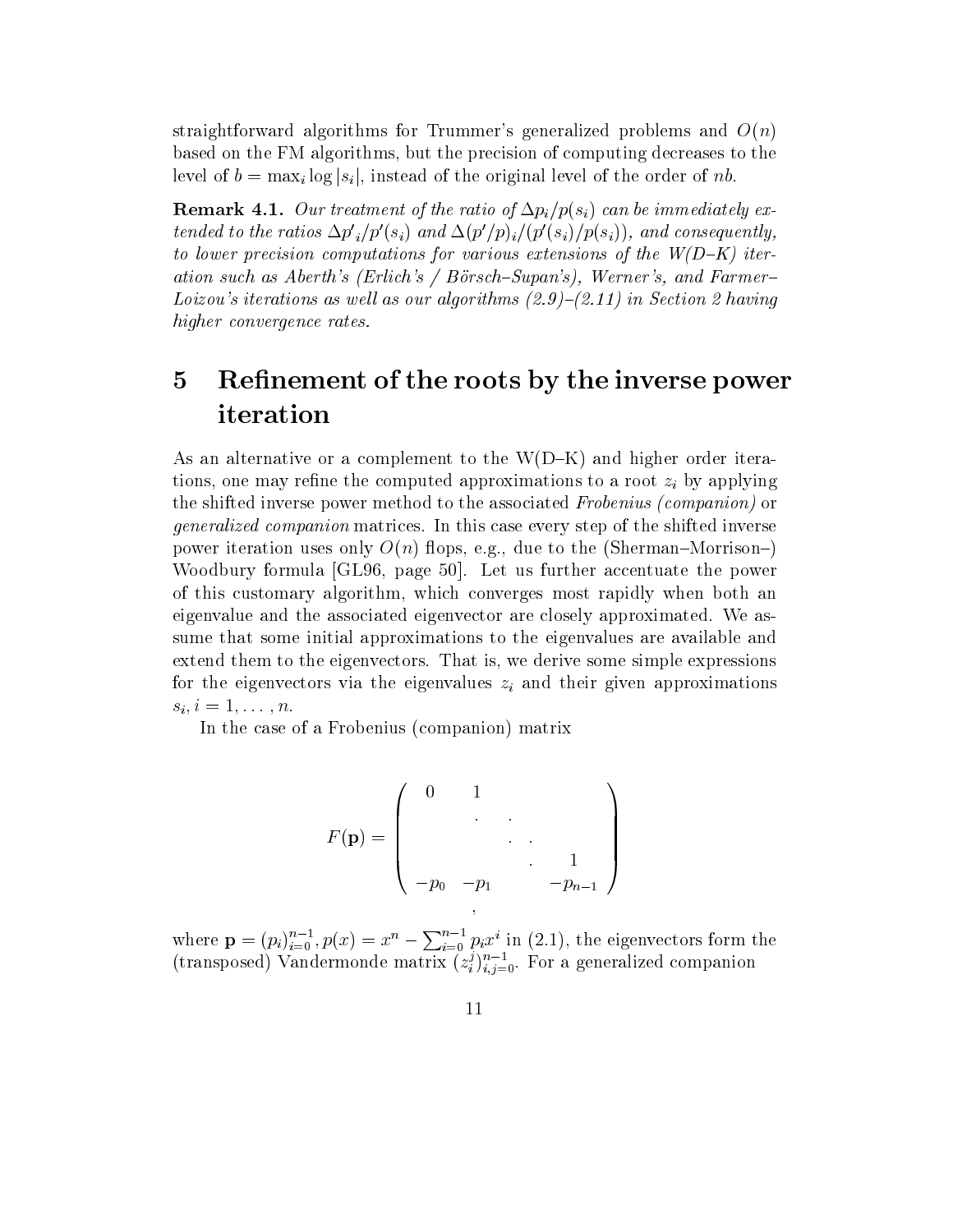straightforward algorithms for Trummer's generalized problems and $O(n)$ based on the FM algorithms, but the precision of computing decreases to the level of $b = \max_i \log |s_i|$, instead of the original level of the order of $nb$.

**Remark 4.1.** *Our treatment of the ratio of $\Delta p_i/p(s_i)$ can be immediately extended to the ratios $\Delta p'_i/p'(s_i)$ and $\Delta(p'/p)_i/(p'(s_i)/p(s_i))$, and consequently, to lower precision computations for various extensions of the W(D–K) iteration such as Aberth's (Erlich's / Börsch–Supan's), Werner's, and Farmer–Loizou's iterations as well as our algorithms (2.9)–(2.11) in Section 2 having higher convergence rates.*

# 5 Refinement of the roots by the inverse power iteration

As an alternative or a complement to the W(D–K) and higher order iterations, one may refine the computed approximations to a root $z_i$ by applying the shifted inverse power method to the associated *Frobenius (companion)* or *generalized companion* matrices. In this case every step of the shifted inverse power iteration uses only $O(n)$ flops, e.g., due to the (Sherman–Morrison–) Woodbury formula [GL96, page 50]. Let us further accentuate the power of this customary algorithm, which converges most rapidly when both an eigenvalue and the associated eigenvector are closely approximated. We assume that some initial approximations to the eigenvalues are available and extend them to the eigenvectors. That is, we derive some simple expressions for the eigenvectors via the eigenvalues $z_i$ and their given approximations $s_i, i = 1, \ldots, n$.

In the case of a Frobenius (companion) matrix

$$F(\mathbf{p}) = \begin{pmatrix} 0 & 1 & & & \\ & & \cdot & \cdot & \\ & & & \cdot & \cdot \\ & & & \cdot & 1 \\ -p_0 & -p_1 & & & -p_{n-1} \end{pmatrix},$$

where $\mathbf{p} = (p_i)_{i=0}^{n-1}, p(x) = x^n - \sum_{i=0}^{n-1} p_i x^i$ in (2.1), the eigenvectors form the (transposed) Vandermonde matrix $(z_i^j)_{i,j=0}^{n-1}$. For a generalized companion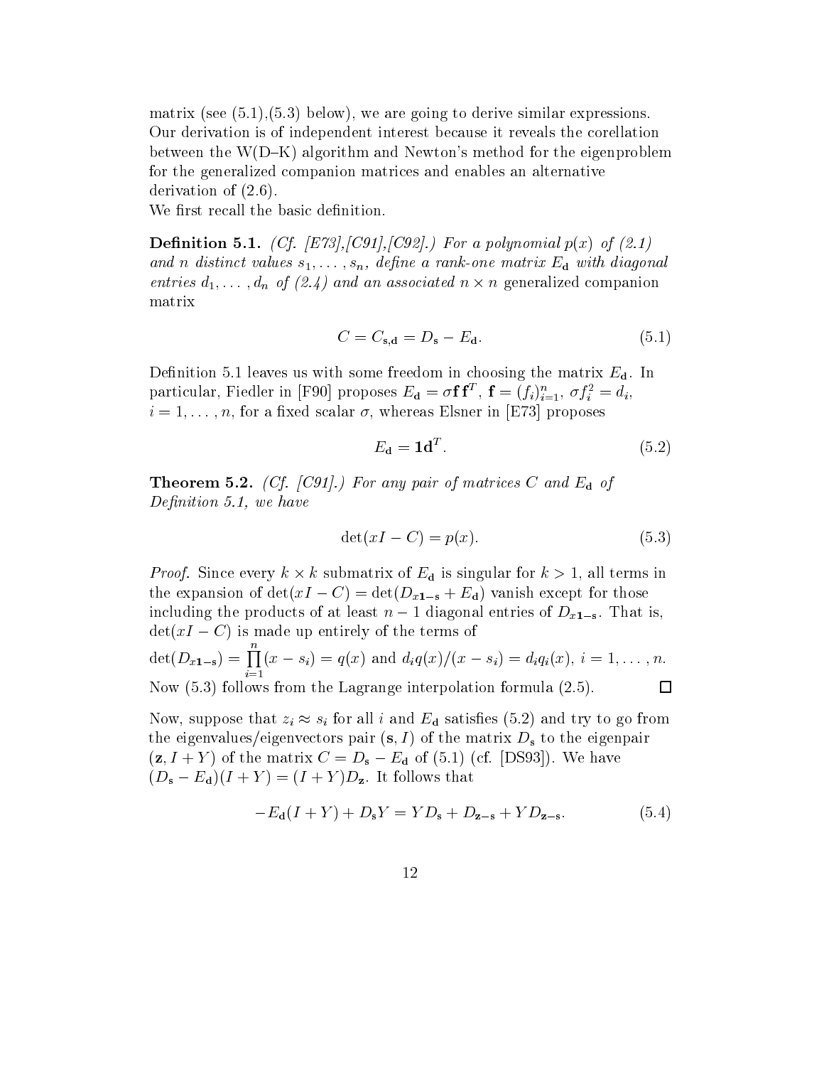matrix (see (5.1),(5.3) below), we are going to derive similar expressions. Our derivation is of independent interest because it reveals the corellation between the W(D–K) algorithm and Newton's method for the eigenproblem for the generalized companion matrices and enables an alternative derivation of (2.6).

We first recall the basic definition.

**Definition 5.1.** *(Cf. [E73],[C91],[C92].) For a polynomial $p(x)$ of (2.1) and $n$ distinct values $s_1, \ldots, s_n$, define a rank-one matrix $E_{\mathbf{d}}$ with diagonal entries $d_1, \ldots, d_n$ of (2.4) and an associated $n \times n$* generalized companion *matrix*

$$C = C_{\mathbf{s},\mathbf{d}} = D_{\mathbf{s}} - E_{\mathbf{d}}. \tag{5.1}$$

Definition 5.1 leaves us with some freedom in choosing the matrix $E_{\mathbf{d}}$. In particular, Fiedler in [F90] proposes $E_{\mathbf{d}} = \sigma \mathbf{f}\,\mathbf{f}^T$, $\mathbf{f} = (f_i)_{i=1}^n$, $\sigma f_i^2 = d_i$, $i = 1, \ldots, n$, for a fixed scalar $\sigma$, whereas Elsner in [E73] proposes

$$E_{\mathbf{d}} = \mathbf{1}\mathbf{d}^T. \tag{5.2}$$

**Theorem 5.2.** *(Cf. [C91].) For any pair of matrices $C$ and $E_{\mathbf{d}}$ of Definition 5.1, we have*

$$\det(xI - C) = p(x). \tag{5.3}$$

*Proof.* Since every $k \times k$ submatrix of $E_{\mathbf{d}}$ is singular for $k > 1$, all terms in the expansion of $\det(xI - C) = \det(D_{x\mathbf{1}-\mathbf{s}} + E_{\mathbf{d}})$ vanish except for those including the products of at least $n-1$ diagonal entries of $D_{x\mathbf{1}-\mathbf{s}}$. That is, $\det(xI - C)$ is made up entirely of the terms of
$\det(D_{x\mathbf{1}-\mathbf{s}}) = \prod_{i=1}^{n}(x - s_i) = q(x)$ and $d_i q(x)/(x - s_i) = d_i q_i(x)$, $i = 1, \ldots, n$.
Now (5.3) follows from the Lagrange interpolation formula (2.5). $\square$

Now, suppose that $z_i \approx s_i$ for all $i$ and $E_{\mathbf{d}}$ satisfies (5.2) and try to go from the eigenvalues/eigenvectors pair $(\mathbf{s}, I)$ of the matrix $D_{\mathbf{s}}$ to the eigenpair $(\mathbf{z}, I + Y)$ of the matrix $C = D_{\mathbf{s}} - E_{\mathbf{d}}$ of (5.1) (cf. [DS93]). We have $(D_{\mathbf{s}} - E_{\mathbf{d}})(I + Y) = (I + Y)D_{\mathbf{z}}$. It follows that

$$-E_{\mathbf{d}}(I + Y) + D_{\mathbf{s}}Y = YD_{\mathbf{s}} + D_{\mathbf{z}-\mathbf{s}} + YD_{\mathbf{z}-\mathbf{s}}. \tag{5.4}$$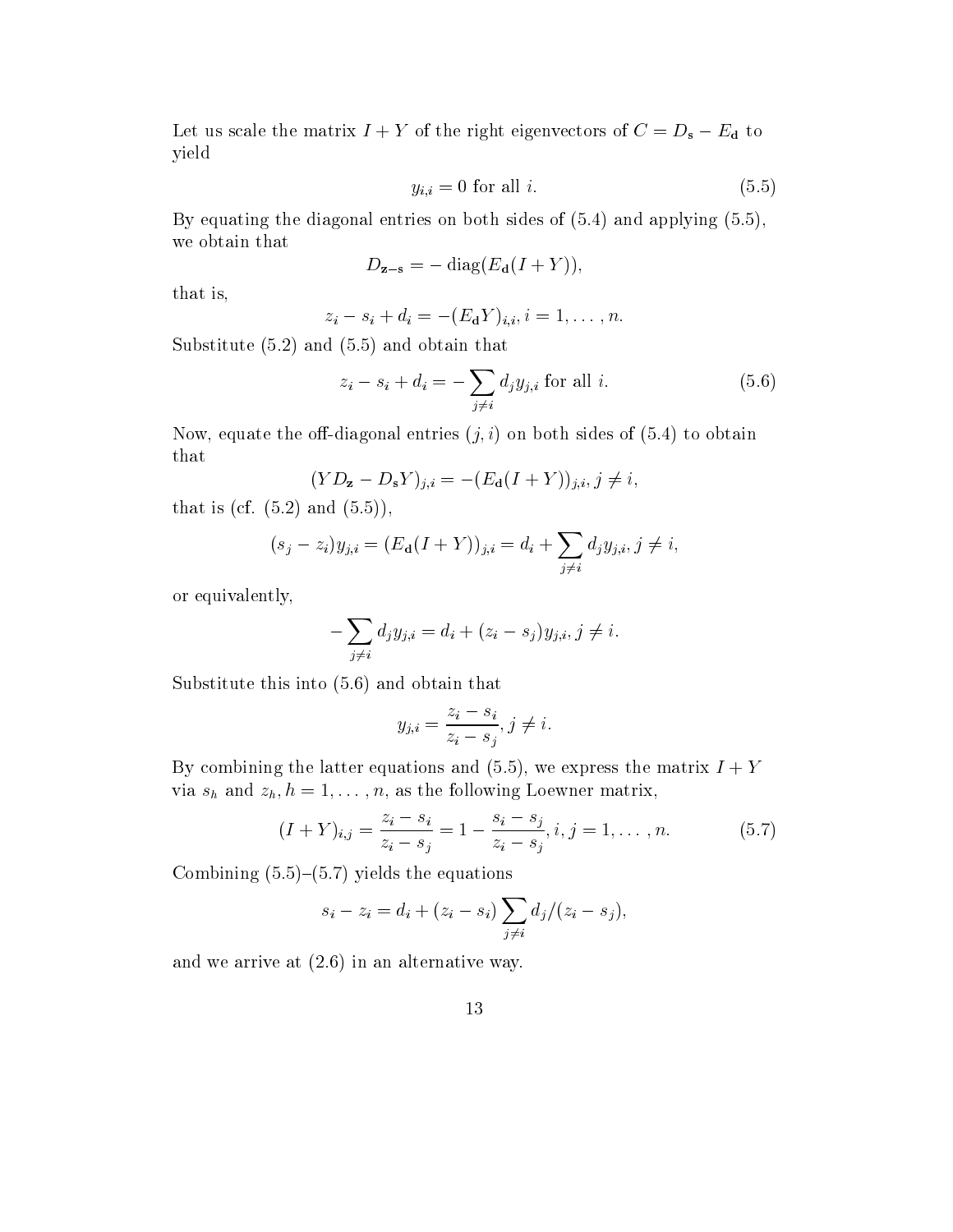Let us scale the matrix $I + Y$ of the right eigenvectors of $C = D_{\mathbf{s}} - E_{\mathbf{d}}$ to yield

$$y_{i,i} = 0 \text{ for all } i. \tag{5.5}$$

By equating the diagonal entries on both sides of (5.4) and applying (5.5), we obtain that

$$D_{\mathbf{z}-\mathbf{s}} = -\operatorname{diag}(E_{\mathbf{d}}(I+Y)),$$

that is,

$$z_i - s_i + d_i = -(E_{\mathbf{d}} Y)_{i,i}, i = 1, \dots, n.$$

Substitute (5.2) and (5.5) and obtain that

$$z_i - s_i + d_i = -\sum_{j \neq i} d_j y_{j,i} \text{ for all } i. \tag{5.6}$$

Now, equate the off-diagonal entries $(j, i)$ on both sides of (5.4) to obtain that

$$(Y D_{\mathbf{z}} - D_{\mathbf{s}} Y)_{j,i} = -(E_{\mathbf{d}}(I+Y))_{j,i}, j \neq i,$$

that is (cf. (5.2) and (5.5)),

$$(s_j - z_i) y_{j,i} = (E_{\mathbf{d}}(I+Y))_{j,i} = d_i + \sum_{j \neq i} d_j y_{j,i}, j \neq i,$$

or equivalently,

$$-\sum_{j \neq i} d_j y_{j,i} = d_i + (z_i - s_j) y_{j,i}, j \neq i.$$

Substitute this into (5.6) and obtain that

$$y_{j,i} = \frac{z_i - s_i}{z_i - s_j}, j \neq i.$$

By combining the latter equations and (5.5), we express the matrix $I + Y$ via $s_h$ and $z_h, h = 1, \dots, n$, as the following Loewner matrix,

$$(I+Y)_{i,j} = \frac{z_i - s_i}{z_i - s_j} = 1 - \frac{s_i - s_j}{z_i - s_j}, i, j = 1, \dots, n. \tag{5.7}$$

Combining (5.5)–(5.7) yields the equations

$$s_i - z_i = d_i + (z_i - s_i) \sum_{j \neq i} d_j / (z_i - s_j),$$

and we arrive at (2.6) in an alternative way.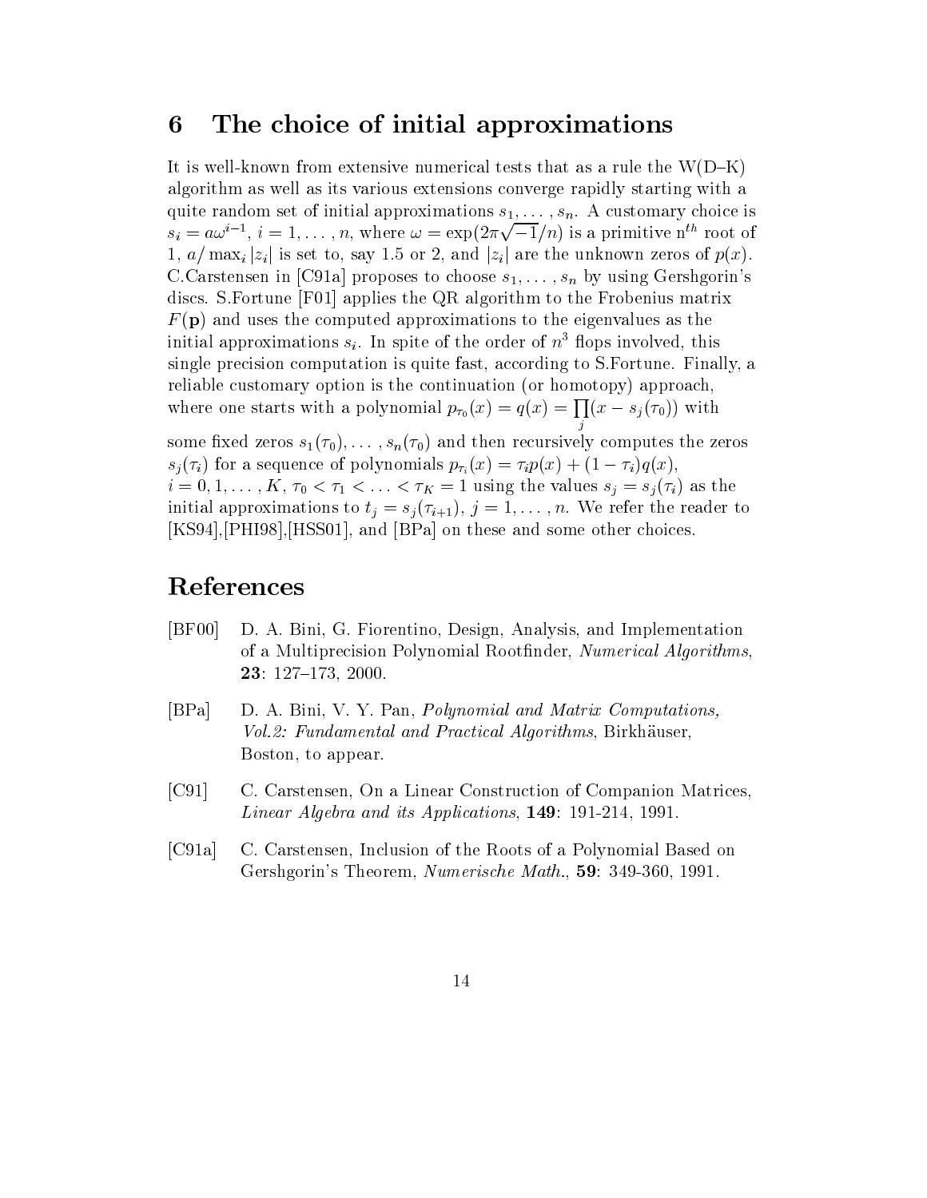## 6 The choice of initial approximations

It is well-known from extensive numerical tests that as a rule the W(D–K) algorithm as well as its various extensions converge rapidly starting with a quite random set of initial approximations $s_1, \ldots, s_n$. A customary choice is $s_i = a\omega^{i-1}$, $i = 1, \ldots, n$, where $\omega = \exp(2\pi\sqrt{-1}/n)$ is a primitive n$^{th}$ root of 1, $a/\max_i |z_i|$ is set to, say 1.5 or 2, and $|z_i|$ are the unknown zeros of $p(x)$. C.Carstensen in [C91a] proposes to choose $s_1, \ldots, s_n$ by using Gershgorin's discs. S.Fortune [F01] applies the QR algorithm to the Frobenius matrix $F(\mathbf{p})$ and uses the computed approximations to the eigenvalues as the initial approximations $s_i$. In spite of the order of $n^3$ flops involved, this single precision computation is quite fast, according to S.Fortune. Finally, a reliable customary option is the continuation (or homotopy) approach, where one starts with a polynomial $p_{\tau_0}(x) = q(x) = \prod_j (x - s_j(\tau_0))$ with some fixed zeros $s_1(\tau_0), \ldots, s_n(\tau_0)$ and then recursively computes the zeros $s_j(\tau_i)$ for a sequence of polynomials $p_{\tau_i}(x) = \tau_i p(x) + (1 - \tau_i)q(x)$, $i = 0, 1, \ldots, K$, $\tau_0 < \tau_1 < \ldots < \tau_K = 1$ using the values $s_j = s_j(\tau_i)$ as the initial approximations to $t_j = s_j(\tau_{i+1})$, $j = 1, \ldots, n$. We refer the reader to [KS94],[PHI98],[HSS01], and [BPa] on these and some other choices.

# References

[BF00] D. A. Bini, G. Fiorentino, Design, Analysis, and Implementation of a Multiprecision Polynomial Rootfinder, *Numerical Algorithms*, **23**: 127–173, 2000.

[BPa] D. A. Bini, V. Y. Pan, *Polynomial and Matrix Computations, Vol.2: Fundamental and Practical Algorithms*, Birkhäuser, Boston, to appear.

[C91] C. Carstensen, On a Linear Construction of Companion Matrices, *Linear Algebra and its Applications*, **149**: 191-214, 1991.

[C91a] C. Carstensen, Inclusion of the Roots of a Polynomial Based on Gershgorin's Theorem, *Numerische Math.*, **59**: 349-360, 1991.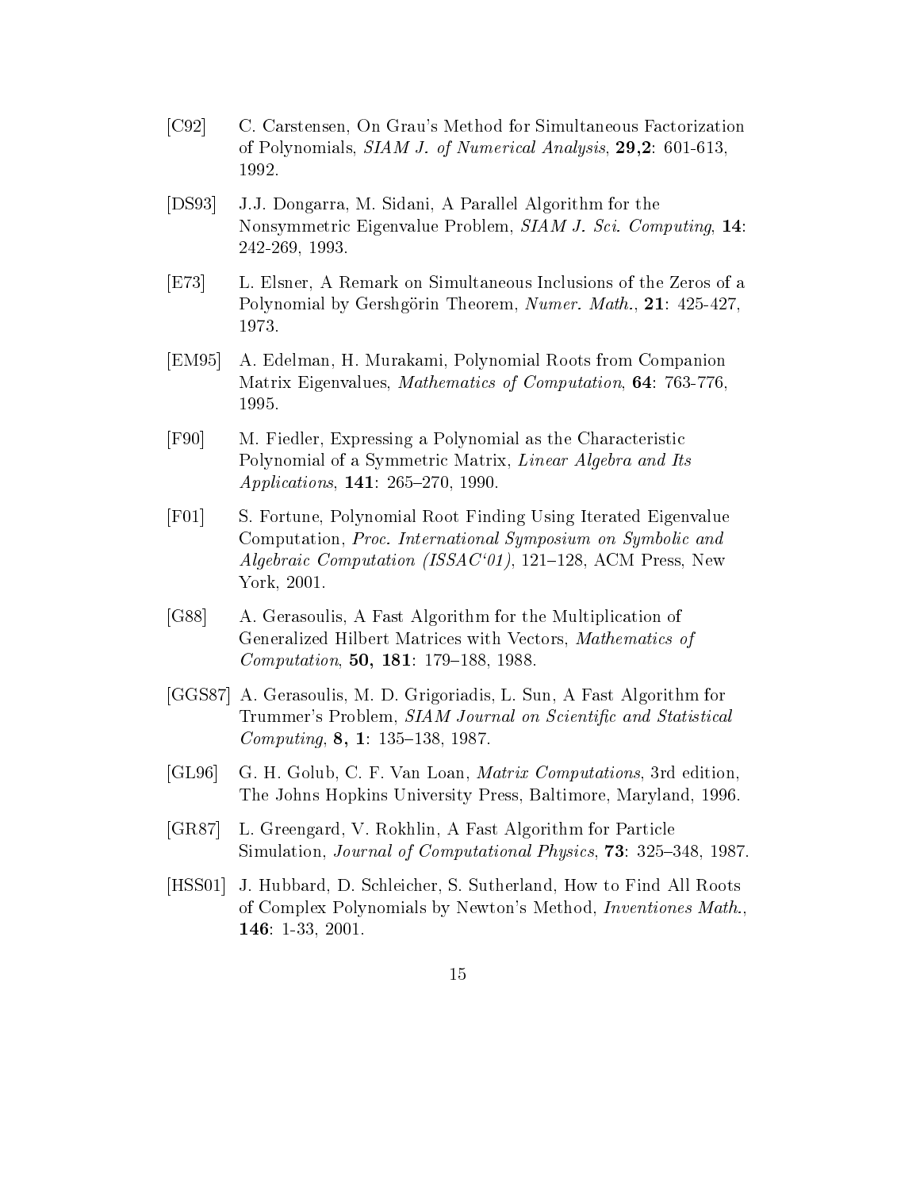[C92] C. Carstensen, On Grau's Method for Simultaneous Factorization of Polynomials, *SIAM J. of Numerical Analysis*, **29,2**: 601-613, 1992.

[DS93] J.J. Dongarra, M. Sidani, A Parallel Algorithm for the Nonsymmetric Eigenvalue Problem, *SIAM J. Sci. Computing*, **14**: 242-269, 1993.

[E73] L. Elsner, A Remark on Simultaneous Inclusions of the Zeros of a Polynomial by Gershgörin Theorem, *Numer. Math.*, **21**: 425-427, 1973.

[EM95] A. Edelman, H. Murakami, Polynomial Roots from Companion Matrix Eigenvalues, *Mathematics of Computation*, **64**: 763-776, 1995.

[F90] M. Fiedler, Expressing a Polynomial as the Characteristic Polynomial of a Symmetric Matrix, *Linear Algebra and Its Applications*, **141**: 265–270, 1990.

[F01] S. Fortune, Polynomial Root Finding Using Iterated Eigenvalue Computation, *Proc. International Symposium on Symbolic and Algebraic Computation (ISSAC'01)*, 121–128, ACM Press, New York, 2001.

[G88] A. Gerasoulis, A Fast Algorithm for the Multiplication of Generalized Hilbert Matrices with Vectors, *Mathematics of Computation*, **50, 181**: 179–188, 1988.

[GGS87] A. Gerasoulis, M. D. Grigoriadis, L. Sun, A Fast Algorithm for Trummer's Problem, *SIAM Journal on Scientific and Statistical Computing*, **8, 1**: 135–138, 1987.

[GL96] G. H. Golub, C. F. Van Loan, *Matrix Computations*, 3rd edition, The Johns Hopkins University Press, Baltimore, Maryland, 1996.

[GR87] L. Greengard, V. Rokhlin, A Fast Algorithm for Particle Simulation, *Journal of Computational Physics*, **73**: 325–348, 1987.

[HSS01] J. Hubbard, D. Schleicher, S. Sutherland, How to Find All Roots of Complex Polynomials by Newton's Method, *Inventiones Math.*, **146**: 1-33, 2001.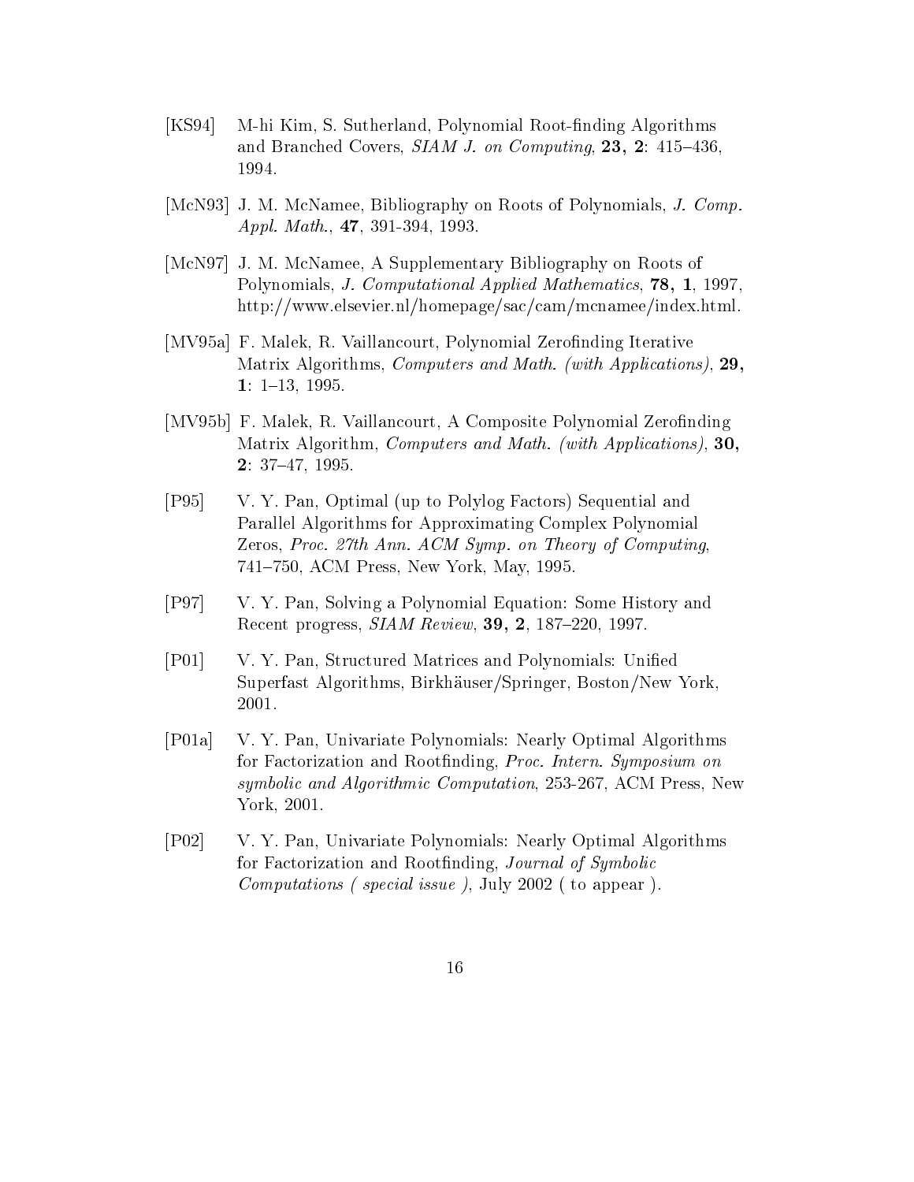[KS94] M-hi Kim, S. Sutherland, Polynomial Root-finding Algorithms and Branched Covers, *SIAM J. on Computing*, **23, 2**: 415–436, 1994.

[McN93] J. M. McNamee, Bibliography on Roots of Polynomials, *J. Comp. Appl. Math.*, **47**, 391-394, 1993.

[McN97] J. M. McNamee, A Supplementary Bibliography on Roots of Polynomials, *J. Computational Applied Mathematics*, **78, 1**, 1997, http://www.elsevier.nl/homepage/sac/cam/mcnamee/index.html.

[MV95a] F. Malek, R. Vaillancourt, Polynomial Zerofinding Iterative Matrix Algorithms, *Computers and Math. (with Applications)*, **29, 1**: 1–13, 1995.

[MV95b] F. Malek, R. Vaillancourt, A Composite Polynomial Zerofinding Matrix Algorithm, *Computers and Math. (with Applications)*, **30, 2**: 37–47, 1995.

[P95] V. Y. Pan, Optimal (up to Polylog Factors) Sequential and Parallel Algorithms for Approximating Complex Polynomial Zeros, *Proc. 27th Ann. ACM Symp. on Theory of Computing*, 741–750, ACM Press, New York, May, 1995.

[P97] V. Y. Pan, Solving a Polynomial Equation: Some History and Recent progress, *SIAM Review*, **39, 2**, 187–220, 1997.

[P01] V. Y. Pan, Structured Matrices and Polynomials: Unified Superfast Algorithms, Birkhäuser/Springer, Boston/New York, 2001.

[P01a] V. Y. Pan, Univariate Polynomials: Nearly Optimal Algorithms for Factorization and Rootfinding, *Proc. Intern. Symposium on symbolic and Algorithmic Computation*, 253-267, ACM Press, New York, 2001.

[P02] V. Y. Pan, Univariate Polynomials: Nearly Optimal Algorithms for Factorization and Rootfinding, *Journal of Symbolic Computations ( special issue )*, July 2002 ( to appear ).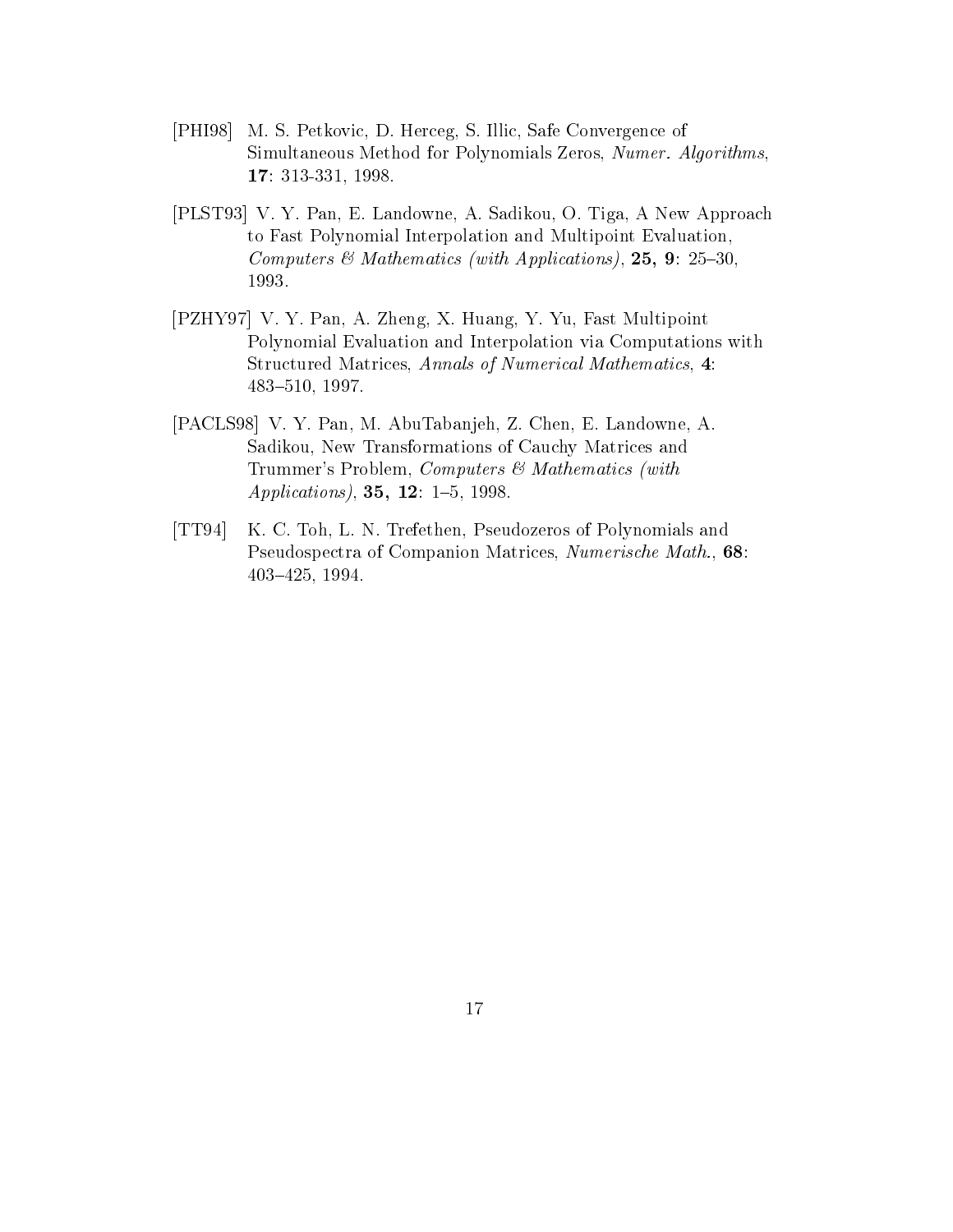[PHI98] M. S. Petkovic, D. Herceg, S. Illic, Safe Convergence of Simultaneous Method for Polynomials Zeros, *Numer. Algorithms*, **17**: 313-331, 1998.

[PLST93] V. Y. Pan, E. Landowne, A. Sadikou, O. Tiga, A New Approach to Fast Polynomial Interpolation and Multipoint Evaluation, *Computers & Mathematics (with Applications)*, **25, 9**: 25–30, 1993.

[PZHY97] V. Y. Pan, A. Zheng, X. Huang, Y. Yu, Fast Multipoint Polynomial Evaluation and Interpolation via Computations with Structured Matrices, *Annals of Numerical Mathematics*, **4**: 483–510, 1997.

[PACLS98] V. Y. Pan, M. AbuTabanjeh, Z. Chen, E. Landowne, A. Sadikou, New Transformations of Cauchy Matrices and Trummer's Problem, *Computers & Mathematics (with Applications)*, **35, 12**: 1–5, 1998.

[TT94] K. C. Toh, L. N. Trefethen, Pseudozeros of Polynomials and Pseudospectra of Companion Matrices, *Numerische Math.*, **68**: 403–425, 1994.